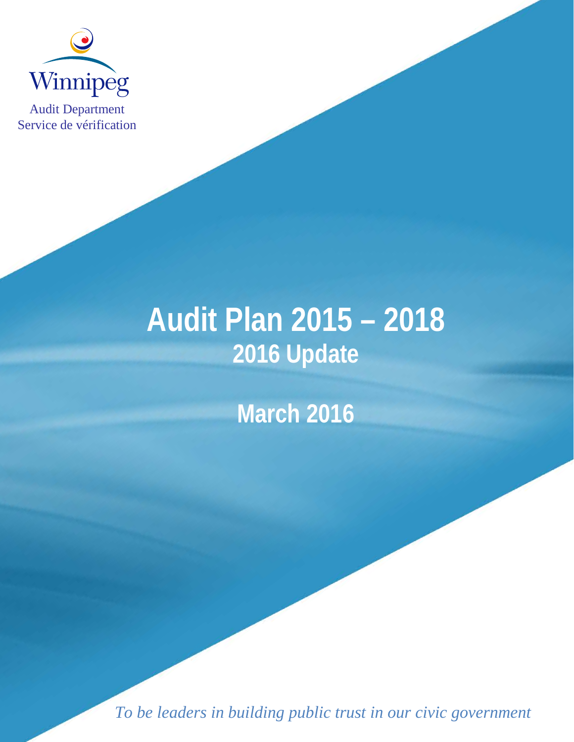Winnipeg

Audit Department
Service de vérification

# Audit Plan 2015 – 2018

## 2016 Update

## March 2016

*To be leaders in building public trust in our civic government*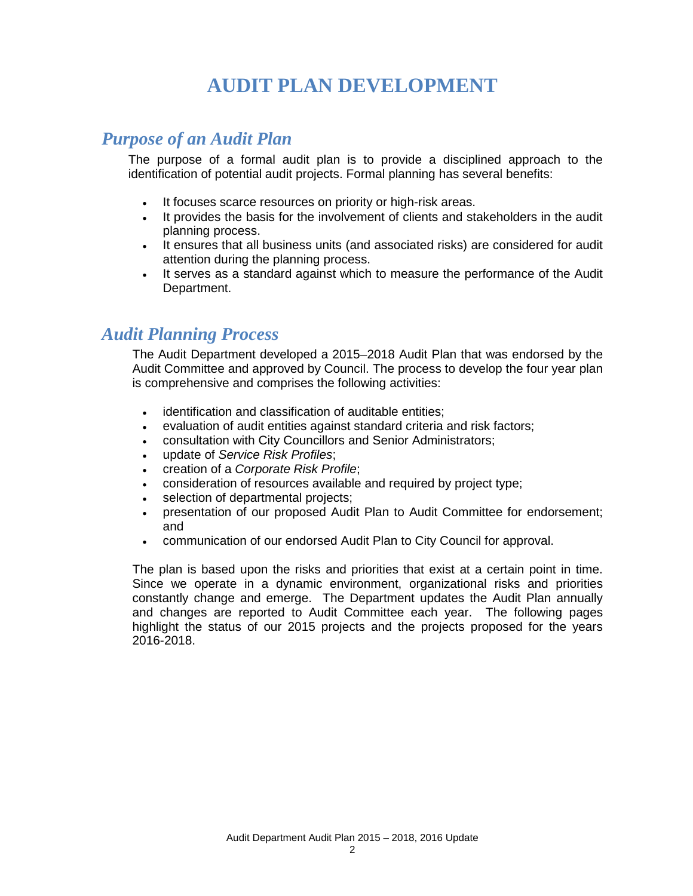# AUDIT PLAN DEVELOPMENT

## *Purpose of an Audit Plan*

The purpose of a formal audit plan is to provide a disciplined approach to the identification of potential audit projects. Formal planning has several benefits:

- It focuses scarce resources on priority or high-risk areas.
- It provides the basis for the involvement of clients and stakeholders in the audit planning process.
- It ensures that all business units (and associated risks) are considered for audit attention during the planning process.
- It serves as a standard against which to measure the performance of the Audit Department.

## *Audit Planning Process*

The Audit Department developed a 2015–2018 Audit Plan that was endorsed by the Audit Committee and approved by Council. The process to develop the four year plan is comprehensive and comprises the following activities:

- identification and classification of auditable entities;
- evaluation of audit entities against standard criteria and risk factors;
- consultation with City Councillors and Senior Administrators;
- update of *Service Risk Profiles*;
- creation of a *Corporate Risk Profile*;
- consideration of resources available and required by project type;
- selection of departmental projects;
- presentation of our proposed Audit Plan to Audit Committee for endorsement; and
- communication of our endorsed Audit Plan to City Council for approval.

The plan is based upon the risks and priorities that exist at a certain point in time. Since we operate in a dynamic environment, organizational risks and priorities constantly change and emerge. The Department updates the Audit Plan annually and changes are reported to Audit Committee each year. The following pages highlight the status of our 2015 projects and the projects proposed for the years 2016-2018.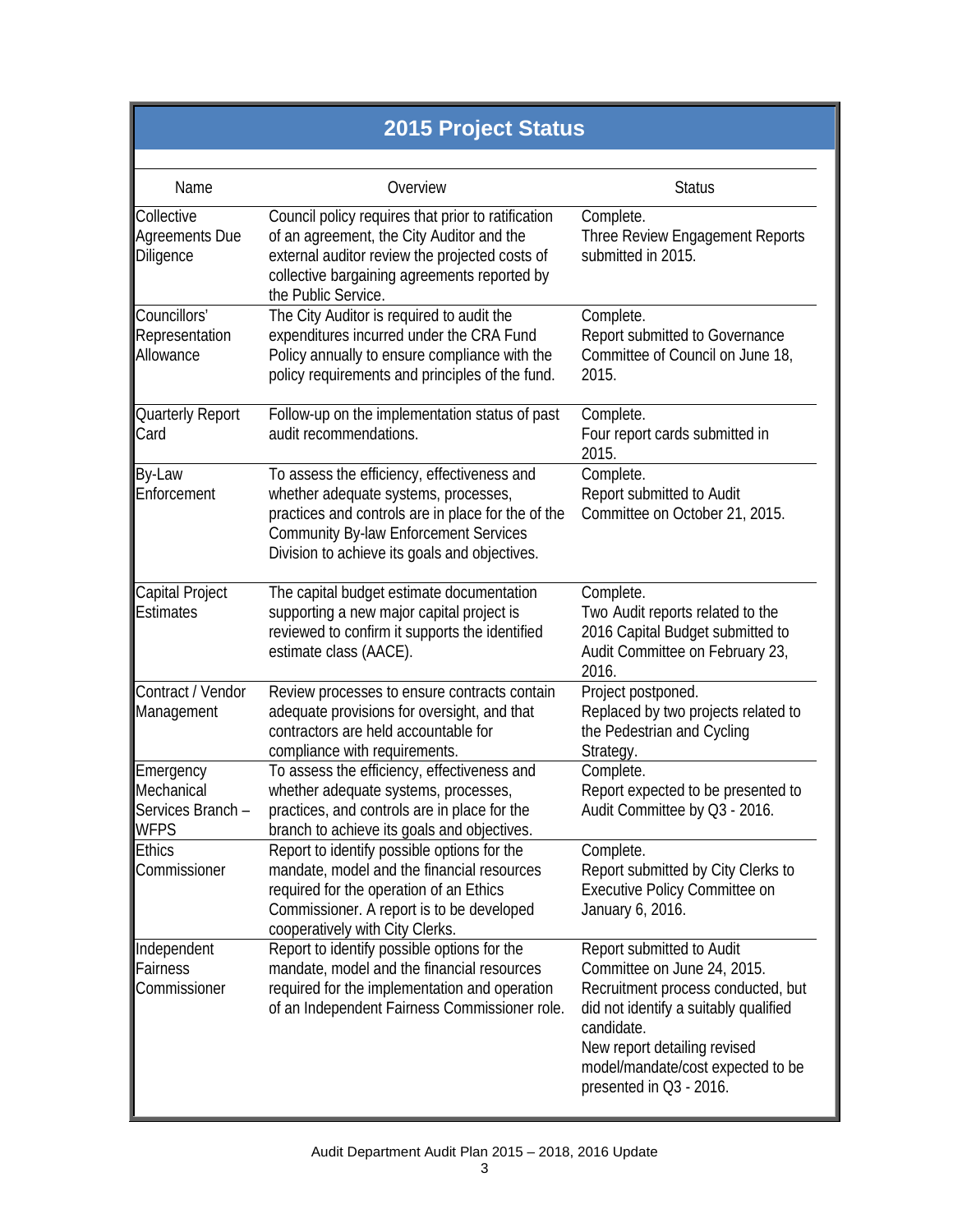## 2015 Project Status

| Name | Overview | Status |
|---|---|---|
| Collective Agreements Due Diligence | Council policy requires that prior to ratification of an agreement, the City Auditor and the external auditor review the projected costs of collective bargaining agreements reported by the Public Service. | Complete.<br>Three Review Engagement Reports submitted in 2015. |
| Councillors' Representation Allowance | The City Auditor is required to audit the expenditures incurred under the CRA Fund Policy annually to ensure compliance with the policy requirements and principles of the fund. | Complete.<br>Report submitted to Governance Committee of Council on June 18, 2015. |
| Quarterly Report Card | Follow-up on the implementation status of past audit recommendations. | Complete.<br>Four report cards submitted in 2015. |
| By-Law Enforcement | To assess the efficiency, effectiveness and whether adequate systems, processes, practices and controls are in place for the of the Community By-law Enforcement Services Division to achieve its goals and objectives. | Complete.<br>Report submitted to Audit Committee on October 21, 2015. |
| Capital Project Estimates | The capital budget estimate documentation supporting a new major capital project is reviewed to confirm it supports the identified estimate class (AACE). | Complete.<br>Two Audit reports related to the 2016 Capital Budget submitted to Audit Committee on February 23, 2016. |
| Contract / Vendor Management | Review processes to ensure contracts contain adequate provisions for oversight, and that contractors are held accountable for compliance with requirements. | Project postponed.<br>Replaced by two projects related to the Pedestrian and Cycling Strategy. |
| Emergency Mechanical Services Branch – WFPS | To assess the efficiency, effectiveness and whether adequate systems, processes, practices, and controls are in place for the branch to achieve its goals and objectives. | Complete.<br>Report expected to be presented to Audit Committee by Q3 - 2016. |
| Ethics Commissioner | Report to identify possible options for the mandate, model and the financial resources required for the operation of an Ethics Commissioner. A report is to be developed cooperatively with City Clerks. | Complete.<br>Report submitted by City Clerks to Executive Policy Committee on January 6, 2016. |
| Independent Fairness Commissioner | Report to identify possible options for the mandate, model and the financial resources required for the implementation and operation of an Independent Fairness Commissioner role. | Report submitted to Audit Committee on June 24, 2015.<br>Recruitment process conducted, but did not identify a suitably qualified candidate.<br>New report detailing revised model/mandate/cost expected to be presented in Q3 - 2016. |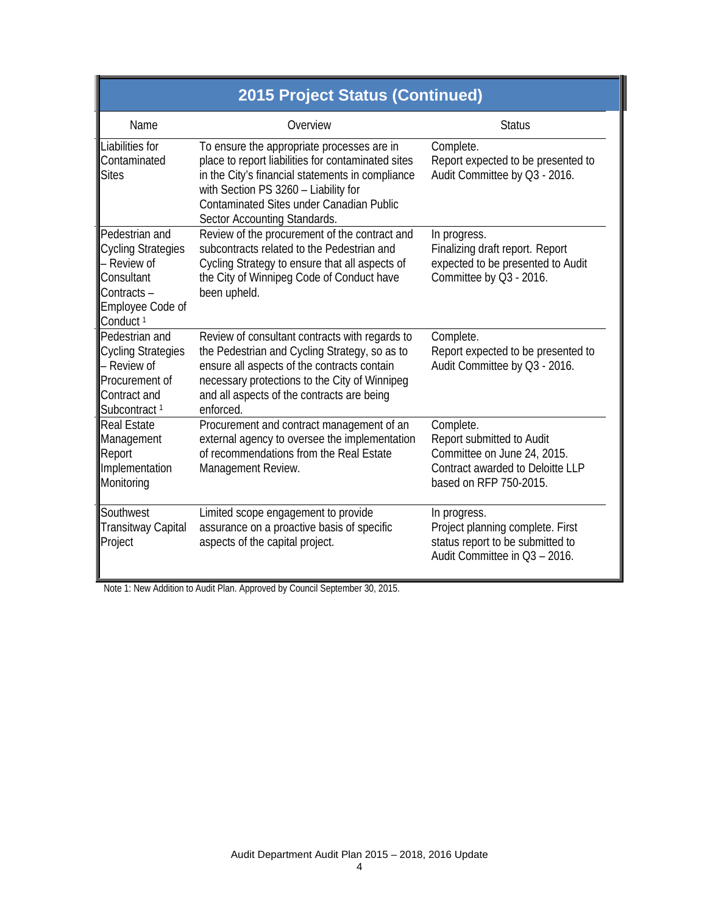## 2015 Project Status (Continued)

| Name | Overview | Status |
|---|---|---|
| Liabilities for Contaminated Sites | To ensure the appropriate processes are in place to report liabilities for contaminated sites in the City's financial statements in compliance with Section PS 3260 – Liability for Contaminated Sites under Canadian Public Sector Accounting Standards. | Complete. Report expected to be presented to Audit Committee by Q3 - 2016. |
| Pedestrian and Cycling Strategies – Review of Consultant Contracts – Employee Code of Conduct [1] | Review of the procurement of the contract and subcontracts related to the Pedestrian and Cycling Strategy to ensure that all aspects of the City of Winnipeg Code of Conduct have been upheld. | In progress. Finalizing draft report. Report expected to be presented to Audit Committee by Q3 - 2016. |
| Pedestrian and Cycling Strategies – Review of Procurement of Contract and Subcontract [1] | Review of consultant contracts with regards to the Pedestrian and Cycling Strategy, so as to ensure all aspects of the contracts contain necessary protections to the City of Winnipeg and all aspects of the contracts are being enforced. | Complete. Report expected to be presented to Audit Committee by Q3 - 2016. |
| Real Estate Management Report Implementation Monitoring | Procurement and contract management of an external agency to oversee the implementation of recommendations from the Real Estate Management Review. | Complete. Report submitted to Audit Committee on June 24, 2015. Contract awarded to Deloitte LLP based on RFP 750-2015. |
| Southwest Transitway Capital Project | Limited scope engagement to provide assurance on a proactive basis of specific aspects of the capital project. | In progress. Project planning complete. First status report to be submitted to Audit Committee in Q3 – 2016. |

Note 1: New Addition to Audit Plan. Approved by Council September 30, 2015.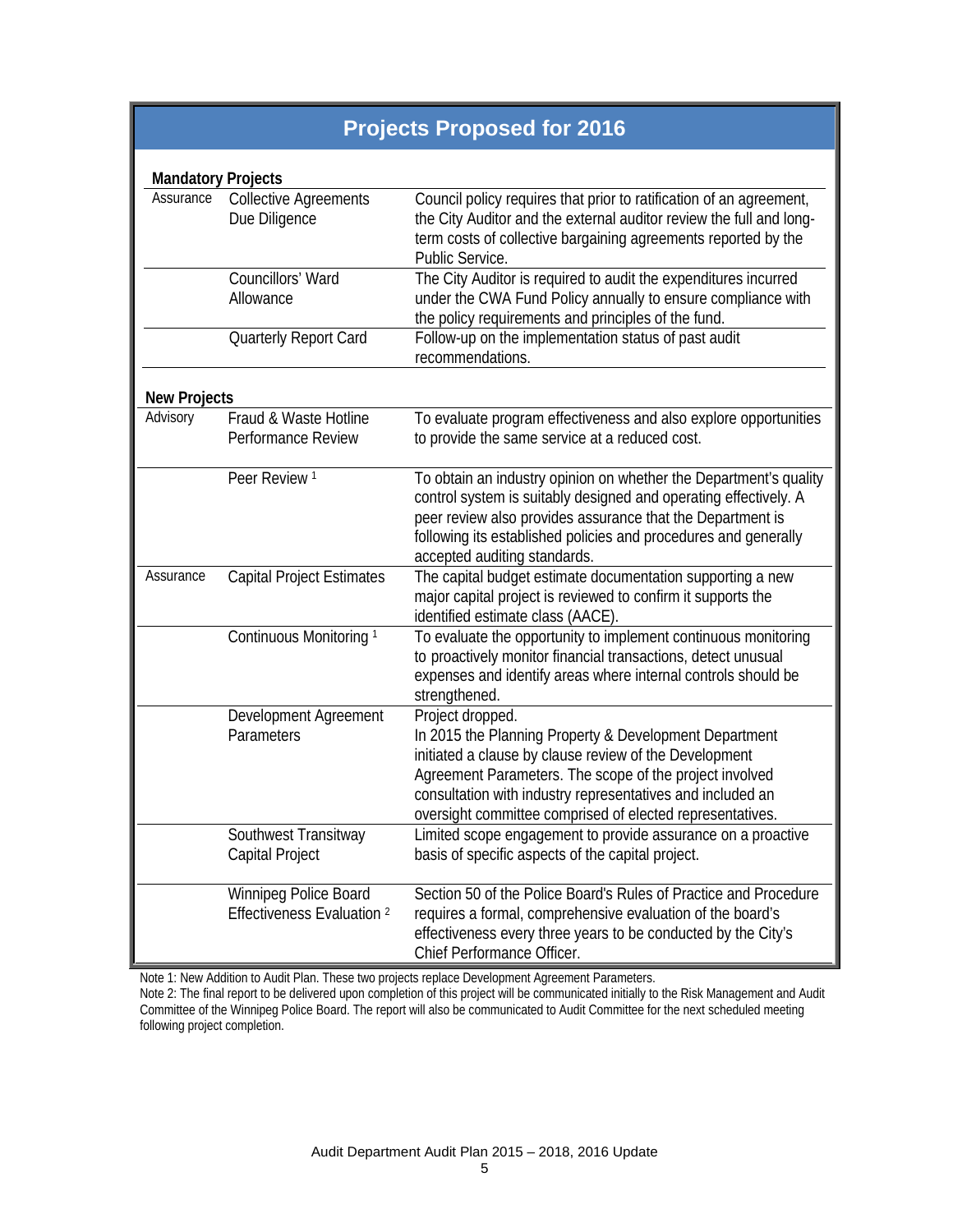## Projects Proposed for 2016

| | | |
|---|---|---|
| **Mandatory Projects** | | |
| Assurance | Collective Agreements Due Diligence | Council policy requires that prior to ratification of an agreement, the City Auditor and the external auditor review the full and long-term costs of collective bargaining agreements reported by the Public Service. |
| | Councillors' Ward Allowance | The City Auditor is required to audit the expenditures incurred under the CWA Fund Policy annually to ensure compliance with the policy requirements and principles of the fund. |
| | Quarterly Report Card | Follow-up on the implementation status of past audit recommendations. |
| **New Projects** | | |
| Advisory | Fraud & Waste Hotline Performance Review | To evaluate program effectiveness and also explore opportunities to provide the same service at a reduced cost. |
| | Peer Review [1] | To obtain an industry opinion on whether the Department's quality control system is suitably designed and operating effectively. A peer review also provides assurance that the Department is following its established policies and procedures and generally accepted auditing standards. |
| Assurance | Capital Project Estimates | The capital budget estimate documentation supporting a new major capital project is reviewed to confirm it supports the identified estimate class (AACE). |
| | Continuous Monitoring [1] | To evaluate the opportunity to implement continuous monitoring to proactively monitor financial transactions, detect unusual expenses and identify areas where internal controls should be strengthened. |
| | Development Agreement Parameters | Project dropped. In 2015 the Planning Property & Development Department initiated a clause by clause review of the Development Agreement Parameters. The scope of the project involved consultation with industry representatives and included an oversight committee comprised of elected representatives. |
| | Southwest Transitway Capital Project | Limited scope engagement to provide assurance on a proactive basis of specific aspects of the capital project. |
| | Winnipeg Police Board Effectiveness Evaluation [2] | Section 50 of the Police Board's Rules of Practice and Procedure requires a formal, comprehensive evaluation of the board's effectiveness every three years to be conducted by the City's Chief Performance Officer. |

Note 1: New Addition to Audit Plan. These two projects replace Development Agreement Parameters.

Note 2: The final report to be delivered upon completion of this project will be communicated initially to the Risk Management and Audit Committee of the Winnipeg Police Board. The report will also be communicated to Audit Committee for the next scheduled meeting following project completion.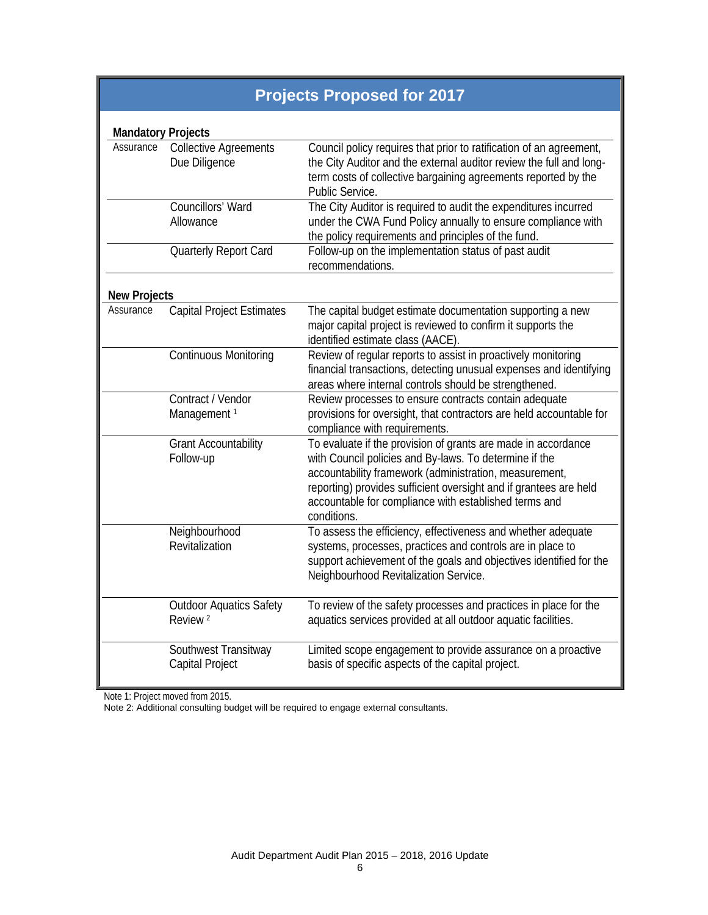## Projects Proposed for 2017

**Mandatory Projects**

| | | |
|---|---|---|
| Assurance | Collective Agreements Due Diligence | Council policy requires that prior to ratification of an agreement, the City Auditor and the external auditor review the full and long-term costs of collective bargaining agreements reported by the Public Service. |
| | Councillors' Ward Allowance | The City Auditor is required to audit the expenditures incurred under the CWA Fund Policy annually to ensure compliance with the policy requirements and principles of the fund. |
| | Quarterly Report Card | Follow-up on the implementation status of past audit recommendations. |

**New Projects**

| | | |
|---|---|---|
| Assurance | Capital Project Estimates | The capital budget estimate documentation supporting a new major capital project is reviewed to confirm it supports the identified estimate class (AACE). |
| | Continuous Monitoring | Review of regular reports to assist in proactively monitoring financial transactions, detecting unusual expenses and identifying areas where internal controls should be strengthened. |
| | Contract / Vendor Management [1] | Review processes to ensure contracts contain adequate provisions for oversight, that contractors are held accountable for compliance with requirements. |
| | Grant Accountability Follow-up | To evaluate if the provision of grants are made in accordance with Council policies and By-laws. To determine if the accountability framework (administration, measurement, reporting) provides sufficient oversight and if grantees are held accountable for compliance with established terms and conditions. |
| | Neighbourhood Revitalization | To assess the efficiency, effectiveness and whether adequate systems, processes, practices and controls are in place to support achievement of the goals and objectives identified for the Neighbourhood Revitalization Service. |
| | Outdoor Aquatics Safety Review [2] | To review of the safety processes and practices in place for the aquatics services provided at all outdoor aquatic facilities. |
| | Southwest Transitway Capital Project | Limited scope engagement to provide assurance on a proactive basis of specific aspects of the capital project. |

Note 1: Project moved from 2015.
Note 2: Additional consulting budget will be required to engage external consultants.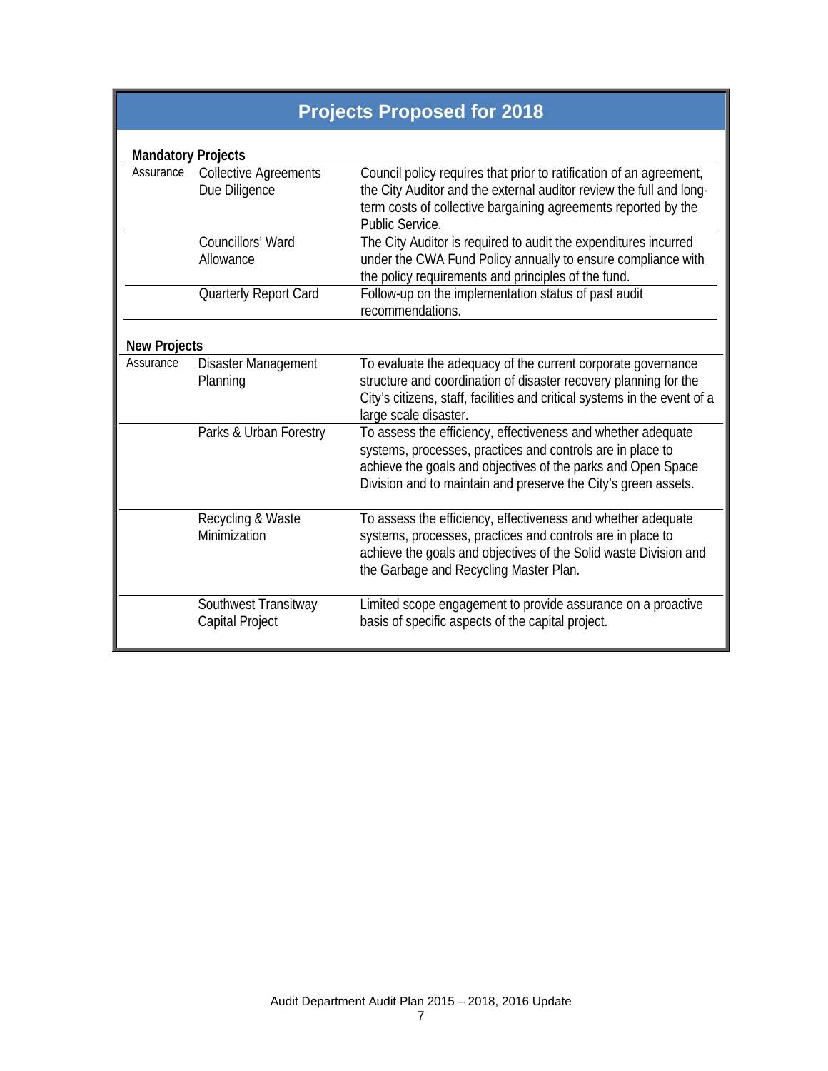## Projects Proposed for 2018

**Mandatory Projects**

| | | |
|---|---|---|
| Assurance | Collective Agreements Due Diligence | Council policy requires that prior to ratification of an agreement, the City Auditor and the external auditor review the full and long-term costs of collective bargaining agreements reported by the Public Service. |
| | Councillors' Ward Allowance | The City Auditor is required to audit the expenditures incurred under the CWA Fund Policy annually to ensure compliance with the policy requirements and principles of the fund. |
| | Quarterly Report Card | Follow-up on the implementation status of past audit recommendations. |

**New Projects**

| | | |
|---|---|---|
| Assurance | Disaster Management Planning | To evaluate the adequacy of the current corporate governance structure and coordination of disaster recovery planning for the City's citizens, staff, facilities and critical systems in the event of a large scale disaster. |
| | Parks & Urban Forestry | To assess the efficiency, effectiveness and whether adequate systems, processes, practices and controls are in place to achieve the goals and objectives of the parks and Open Space Division and to maintain and preserve the City's green assets. |
| | Recycling & Waste Minimization | To assess the efficiency, effectiveness and whether adequate systems, processes, practices and controls are in place to achieve the goals and objectives of the Solid waste Division and the Garbage and Recycling Master Plan. |
| | Southwest Transitway Capital Project | Limited scope engagement to provide assurance on a proactive basis of specific aspects of the capital project. |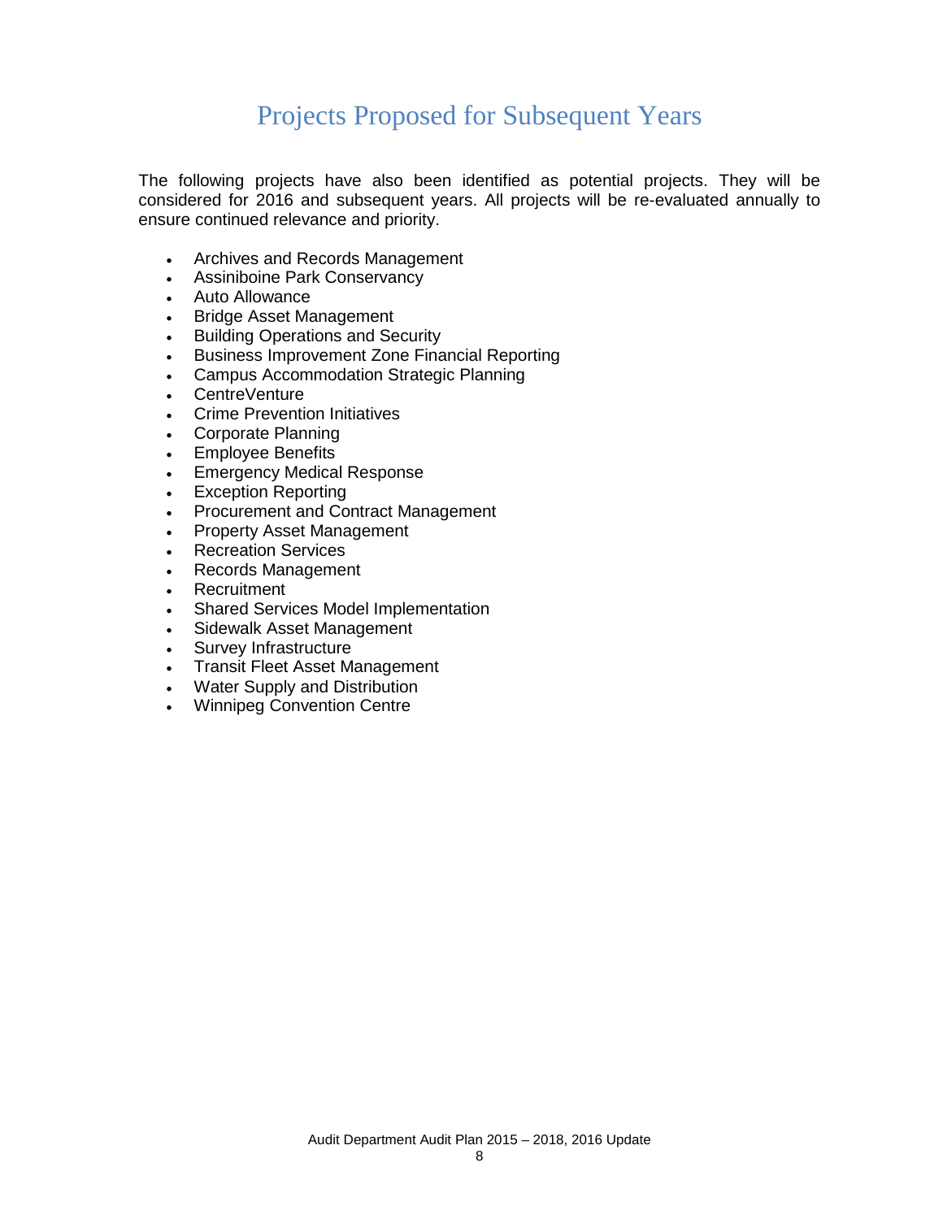# Projects Proposed for Subsequent Years

The following projects have also been identified as potential projects. They will be considered for 2016 and subsequent years. All projects will be re-evaluated annually to ensure continued relevance and priority.

- Archives and Records Management
- Assiniboine Park Conservancy
- Auto Allowance
- Bridge Asset Management
- Building Operations and Security
- Business Improvement Zone Financial Reporting
- Campus Accommodation Strategic Planning
- CentreVenture
- Crime Prevention Initiatives
- Corporate Planning
- Employee Benefits
- Emergency Medical Response
- Exception Reporting
- Procurement and Contract Management
- Property Asset Management
- Recreation Services
- Records Management
- Recruitment
- Shared Services Model Implementation
- Sidewalk Asset Management
- Survey Infrastructure
- Transit Fleet Asset Management
- Water Supply and Distribution
- Winnipeg Convention Centre